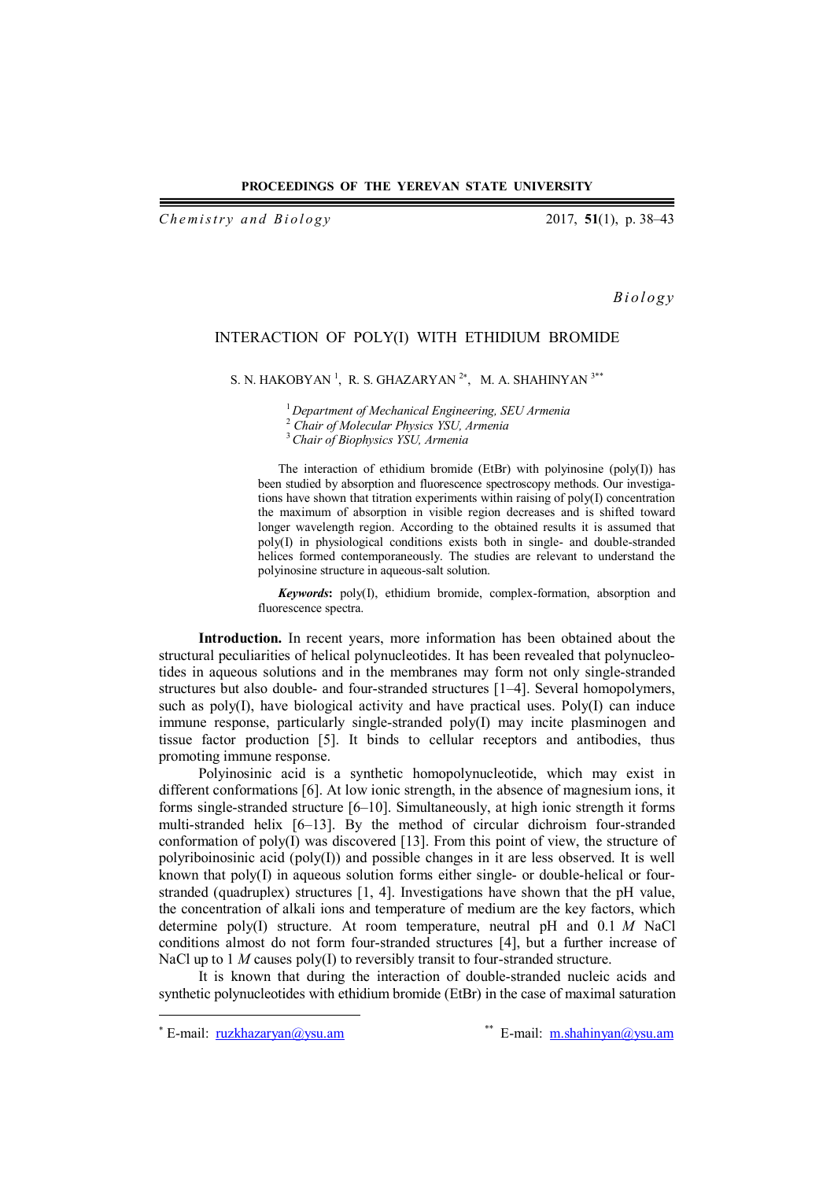*Biology*

# INTERACTION OF POLY(I) WITH ETHIDIUM BROMIDE

S. N. HAKOBYAN [1], R. S. GHAZARYAN [2*], M. A. SHAHINYAN [3**]

[1] *Department of Mechanical Engineering, SEU Armenia*
[2] *Chair of Molecular Physics YSU, Armenia*
[3] *Chair of Biophysics YSU, Armenia*

The interaction of ethidium bromide (EtBr) with polyinosine (poly(I)) has been studied by absorption and fluorescence spectroscopy methods. Our investigations have shown that titration experiments within raising of poly(I) concentration the maximum of absorption in visible region decreases and is shifted toward longer wavelength region. According to the obtained results it is assumed that poly(I) in physiological conditions exists both in single- and double-stranded helices formed contemporaneously. The studies are relevant to understand the polyinosine structure in aqueous-salt solution.

***Keywords*:** poly(I), ethidium bromide, complex-formation, absorption and fluorescence spectra.

**Introduction.** In recent years, more information has been obtained about the structural peculiarities of helical polynucleotides. It has been revealed that polynucleotides in aqueous solutions and in the membranes may form not only single-stranded structures but also double- and four-stranded structures [1–4]. Several homopolymers, such as poly(I), have biological activity and have practical uses. Poly(I) can induce immune response, particularly single-stranded poly(I) may incite plasminogen and tissue factor production [5]. It binds to cellular receptors and antibodies, thus promoting immune response.

Polyinosinic acid is a synthetic homopolynucleotide, which may exist in different conformations [6]. At low ionic strength, in the absence of magnesium ions, it forms single-stranded structure [6–10]. Simultaneously, at high ionic strength it forms multi-stranded helix [6–13]. By the method of circular dichroism four-stranded conformation of poly(I) was discovered [13]. From this point of view, the structure of polyriboinosinic acid (poly(I)) and possible changes in it are less observed. It is well known that poly(I) in aqueous solution forms either single- or double-helical or four-stranded (quadruplex) structures [1, 4]. Investigations have shown that the pH value, the concentration of alkali ions and temperature of medium are the key factors, which determine poly(I) structure. At room temperature, neutral pH and 0.1 *M* NaCl conditions almost do not form four-stranded structures [4], but a further increase of NaCl up to 1 *M* causes poly(I) to reversibly transit to four-stranded structure.

It is known that during the interaction of double-stranded nucleic acids and synthetic polynucleotides with ethidium bromide (EtBr) in the case of maximal saturation

---

[*] E-mail: ruzkhazaryan@ysu.am

[**] E-mail: m.shahinyan@ysu.am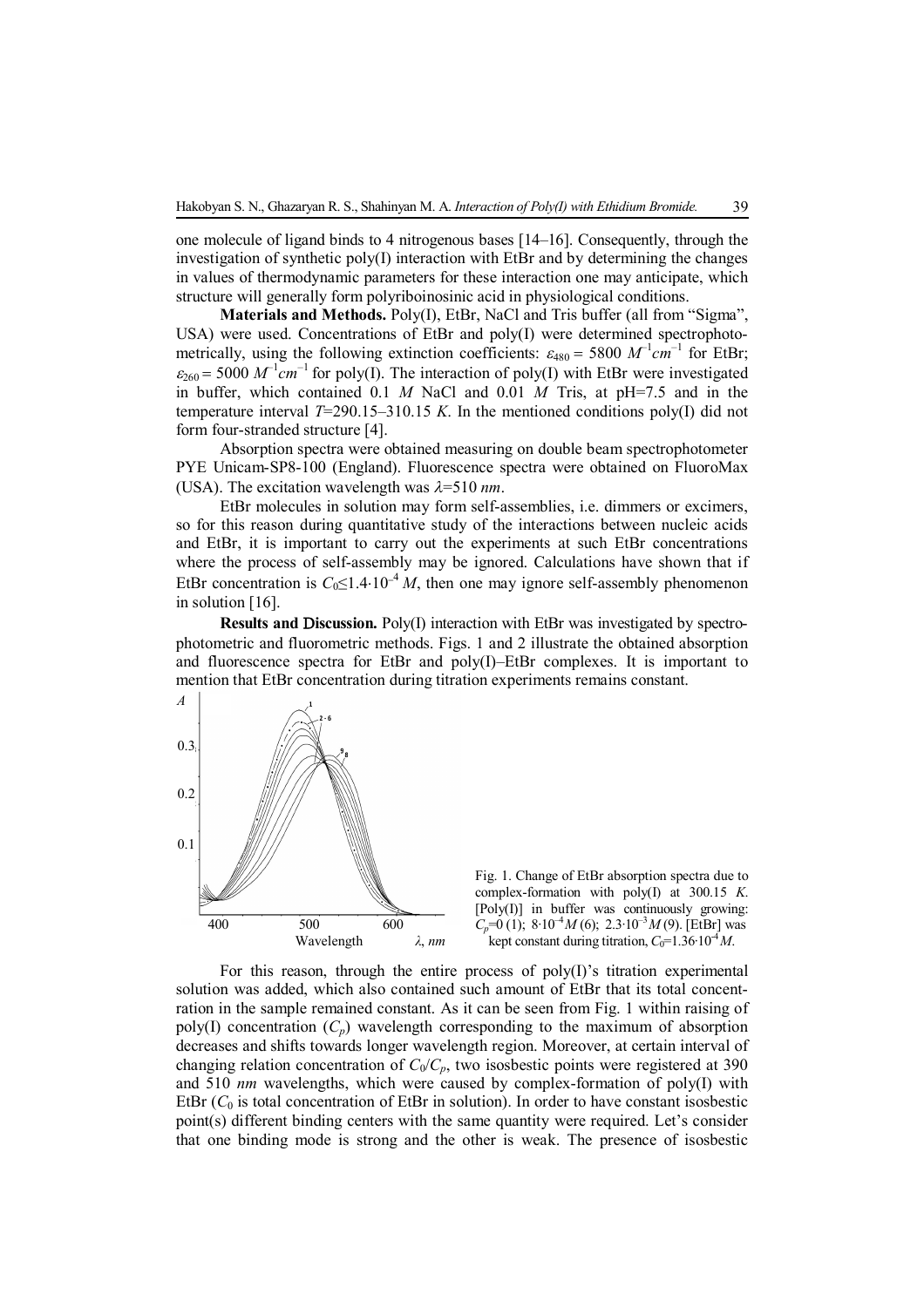one molecule of ligand binds to 4 nitrogenous bases [14–16]. Consequently, through the investigation of synthetic poly(I) interaction with EtBr and by determining the changes in values of thermodynamic parameters for these interaction one may anticipate, which structure will generally form polyriboinosinic acid in physiological conditions.

**Materials and Methods.** Poly(I), EtBr, NaCl and Tris buffer (all from "Sigma", USA) were used. Concentrations of EtBr and poly(I) were determined spectrophotometrically, using the following extinction coefficients: $\varepsilon_{480} = 5800\ M^{-1}cm^{-1}$ for EtBr; $\varepsilon_{260} = 5000\ M^{-1}cm^{-1}$ for poly(I). The interaction of poly(I) with EtBr were investigated in buffer, which contained 0.1 *M* NaCl and 0.01 *M* Tris, at pH=7.5 and in the temperature interval $T$=290.15–310.15 *K*. In the mentioned conditions poly(I) did not form four-stranded structure [4].

Absorption spectra were obtained measuring on double beam spectrophotometer PYE Unicam-SP8-100 (England). Fluorescence spectra were obtained on FluoroMax (USA). The excitation wavelength was $\lambda$=510 *nm*.

EtBr molecules in solution may form self-assemblies, i.e. dimmers or excimers, so for this reason during quantitative study of the interactions between nucleic acids and EtBr, it is important to carry out the experiments at such EtBr concentrations where the process of self-assembly may be ignored. Calculations have shown that if EtBr concentration is $C_0 \leq 1.4 \cdot 10^{-4}\ M$, then one may ignore self-assembly phenomenon in solution [16].

**Results and Discussion.** Poly(I) interaction with EtBr was investigated by spectrophotometric and fluorometric methods. Figs. 1 and 2 illustrate the obtained absorption and fluorescence spectra for EtBr and poly(I)–EtBr complexes. It is important to mention that EtBr concentration during titration experiments remains constant.

Fig. 1. Change of EtBr absorption spectra due to complex-formation with poly(I) at 300.15 *K*. [Poly(I)] in buffer was continuously growing: $C_p$=0 (1); $8 \cdot 10^{-4}M$ (6); $2.3 \cdot 10^{-3}M$ (9). [EtBr] was kept constant during titration, $C_0 = 1.36 \cdot 10^{-4}M$.

For this reason, through the entire process of poly(I)'s titration experimental solution was added, which also contained such amount of EtBr that its total concentration in the sample remained constant. As it can be seen from Fig. 1 within raising of poly(I) concentration ($C_p$) wavelength corresponding to the maximum of absorption decreases and shifts towards longer wavelength region. Moreover, at certain interval of changing relation concentration of $C_0/C_p$, two isosbestic points were registered at 390 and 510 *nm* wavelengths, which were caused by complex-formation of poly(I) with EtBr ($C_0$ is total concentration of EtBr in solution). In order to have constant isosbestic point(s) different binding centers with the same quantity were required. Let's consider that one binding mode is strong and the other is weak. The presence of isosbestic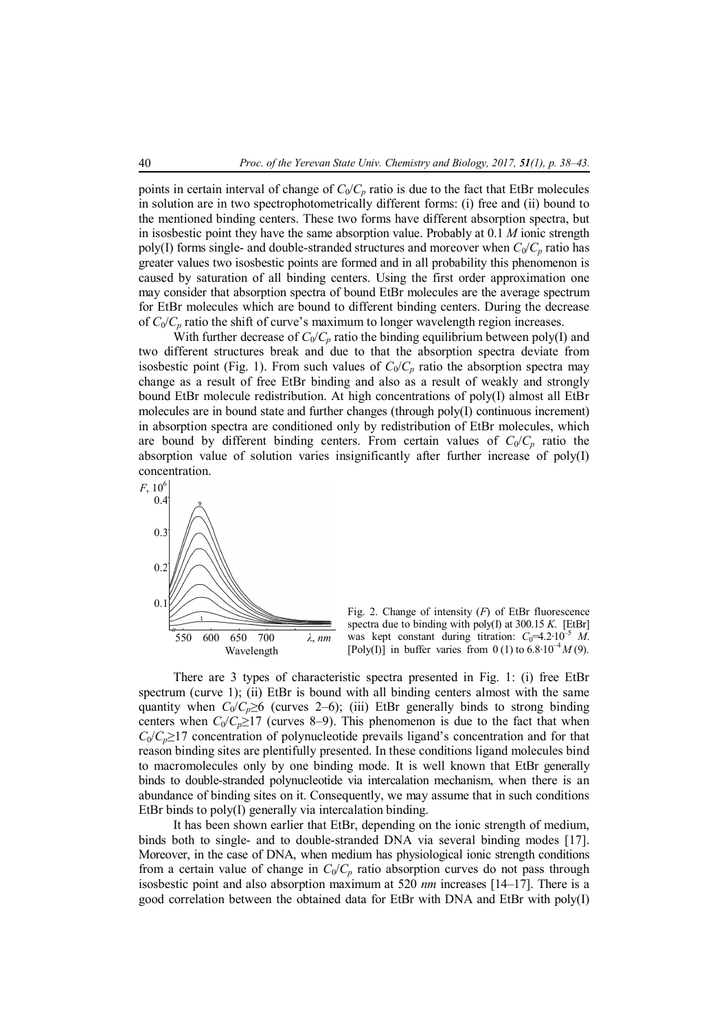points in certain interval of change of $C_0/C_p$ ratio is due to the fact that EtBr molecules in solution are in two spectrophotometrically different forms: (i) free and (ii) bound to the mentioned binding centers. These two forms have different absorption spectra, but in isosbestic point they have the same absorption value. Probably at 0.1 *M* ionic strength poly(I) forms single- and double-stranded structures and moreover when $C_0/C_p$ ratio has greater values two isosbestic points are formed and in all probability this phenomenon is caused by saturation of all binding centers. Using the first order approximation one may consider that absorption spectra of bound EtBr molecules are the average spectrum for EtBr molecules which are bound to different binding centers. During the decrease of $C_0/C_p$ ratio the shift of curve's maximum to longer wavelength region increases.

With further decrease of $C_0/C_p$ ratio the binding equilibrium between poly(I) and two different structures break and due to that the absorption spectra deviate from isosbestic point (Fig. 1). From such values of $C_0/C_p$ ratio the absorption spectra may change as a result of free EtBr binding and also as a result of weakly and strongly bound EtBr molecule redistribution. At high concentrations of poly(I) almost all EtBr molecules are in bound state and further changes (through poly(I) continuous increment) in absorption spectra are conditioned only by redistribution of EtBr molecules, which are bound by different binding centers. From certain values of $C_0/C_p$ ratio the absorption value of solution varies insignificantly after further increase of poly(I) concentration.

Fig. 2. Change of intensity ($F$) of EtBr fluorescence spectra due to binding with poly(I) at 300.15 *K*. [EtBr] was kept constant during titration: $C_0=4.2\cdot10^{-5}$ *M*. [Poly(I)] in buffer varies from 0 (1) to $6.8\cdot10^{-4}$ *M* (9).

There are 3 types of characteristic spectra presented in Fig. 1: (i) free EtBr spectrum (curve 1); (ii) EtBr is bound with all binding centers almost with the same quantity when $C_0/C_p\geq6$ (curves 2–6); (iii) EtBr generally binds to strong binding centers when $C_0/C_p\geq17$ (curves 8–9). This phenomenon is due to the fact that when $C_0/C_p\geq17$ concentration of polynucleotide prevails ligand's concentration and for that reason binding sites are plentifully presented. In these conditions ligand molecules bind to macromolecules only by one binding mode. It is well known that EtBr generally binds to double-stranded polynucleotide via intercalation mechanism, when there is an abundance of binding sites on it. Consequently, we may assume that in such conditions EtBr binds to poly(I) generally via intercalation binding.

It has been shown earlier that EtBr, depending on the ionic strength of medium, binds both to single- and to double-stranded DNA via several binding modes [17]. Moreover, in the case of DNA, when medium has physiological ionic strength conditions from a certain value of change in $C_0/C_p$ ratio absorption curves do not pass through isosbestic point and also absorption maximum at 520 *nm* increases [14–17]. There is a good correlation between the obtained data for EtBr with DNA and EtBr with poly(I)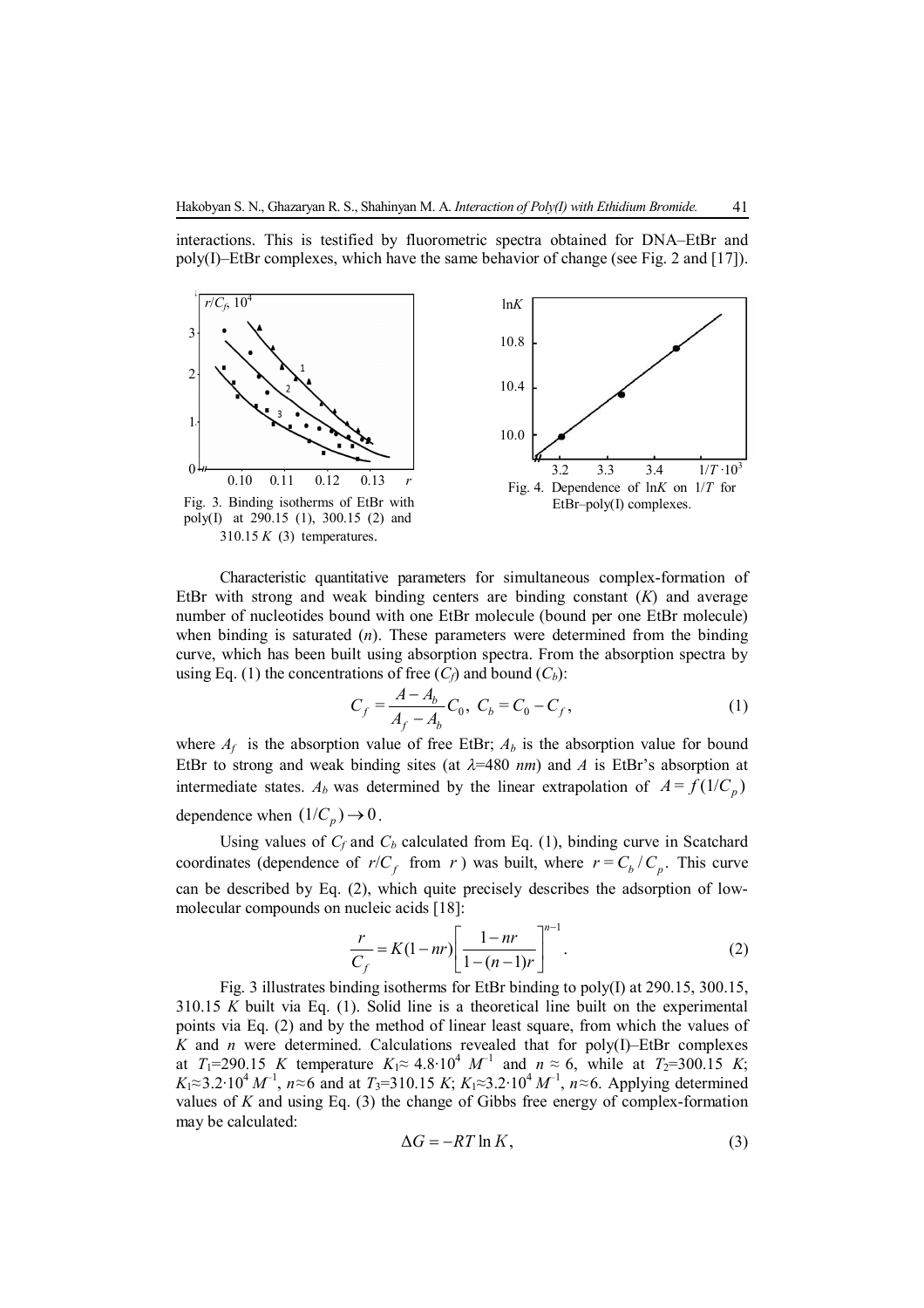interactions. This is testified by fluorometric spectra obtained for DNA–EtBr and poly(I)–EtBr complexes, which have the same behavior of change (see Fig. 2 and [17]).

Fig. 3. Binding isotherms of EtBr with poly(I) at 290.15 (1), 300.15 (2) and 310.15 $K$ (3) temperatures.

Fig. 4. Dependence of ln$K$ on $1/T$ for EtBr–poly(I) complexes.

Characteristic quantitative parameters for simultaneous complex-formation of EtBr with strong and weak binding centers are binding constant ($K$) and average number of nucleotides bound with one EtBr molecule (bound per one EtBr molecule) when binding is saturated ($n$). These parameters were determined from the binding curve, which has been built using absorption spectra. From the absorption spectra by using Eq. (1) the concentrations of free ($C_f$) and bound ($C_b$):

$$C_f = \frac{A - A_b}{A_f - A_b} C_0, \; C_b = C_0 - C_f, \tag{1}$$

where $A_f$ is the absorption value of free EtBr; $A_b$ is the absorption value for bound EtBr to strong and weak binding sites (at $\lambda$=480 $nm$) and $A$ is EtBr's absorption at intermediate states. $A_b$ was determined by the linear extrapolation of $A = f(1/C_p)$ dependence when $(1/C_p) \to 0$.

Using values of $C_f$ and $C_b$ calculated from Eq. (1), binding curve in Scatchard coordinates (dependence of $r/C_f$ from $r$) was built, where $r = C_b / C_p$. This curve can be described by Eq. (2), which quite precisely describes the adsorption of low-molecular compounds on nucleic acids [18]:

$$\frac{r}{C_f} = K(1 - nr)\left[\frac{1 - nr}{1 - (n-1)r}\right]^{n-1}. \tag{2}$$

Fig. 3 illustrates binding isotherms for EtBr binding to poly(I) at 290.15, 300.15, 310.15 $K$ built via Eq. (1). Solid line is a theoretical line built on the experimental points via Eq. (2) and by the method of linear least square, from which the values of $K$ and $n$ were determined. Calculations revealed that for poly(I)–EtBr complexes at $T_1$=290.15 $K$ temperature $K_1 \approx 4.8 \cdot 10^4$ $M^{-1}$ and $n \approx 6$, while at $T_2$=300.15 $K$; $K_1 \approx 3.2 \cdot 10^4$ $M^{-1}$, $n \approx 6$ and at $T_3$=310.15 $K$; $K_1 \approx 3.2 \cdot 10^4$ $M^{-1}$, $n \approx 6$. Applying determined values of $K$ and using Eq. (3) the change of Gibbs free energy of complex-formation may be calculated:

$$\Delta G = -RT \ln K, \tag{3}$$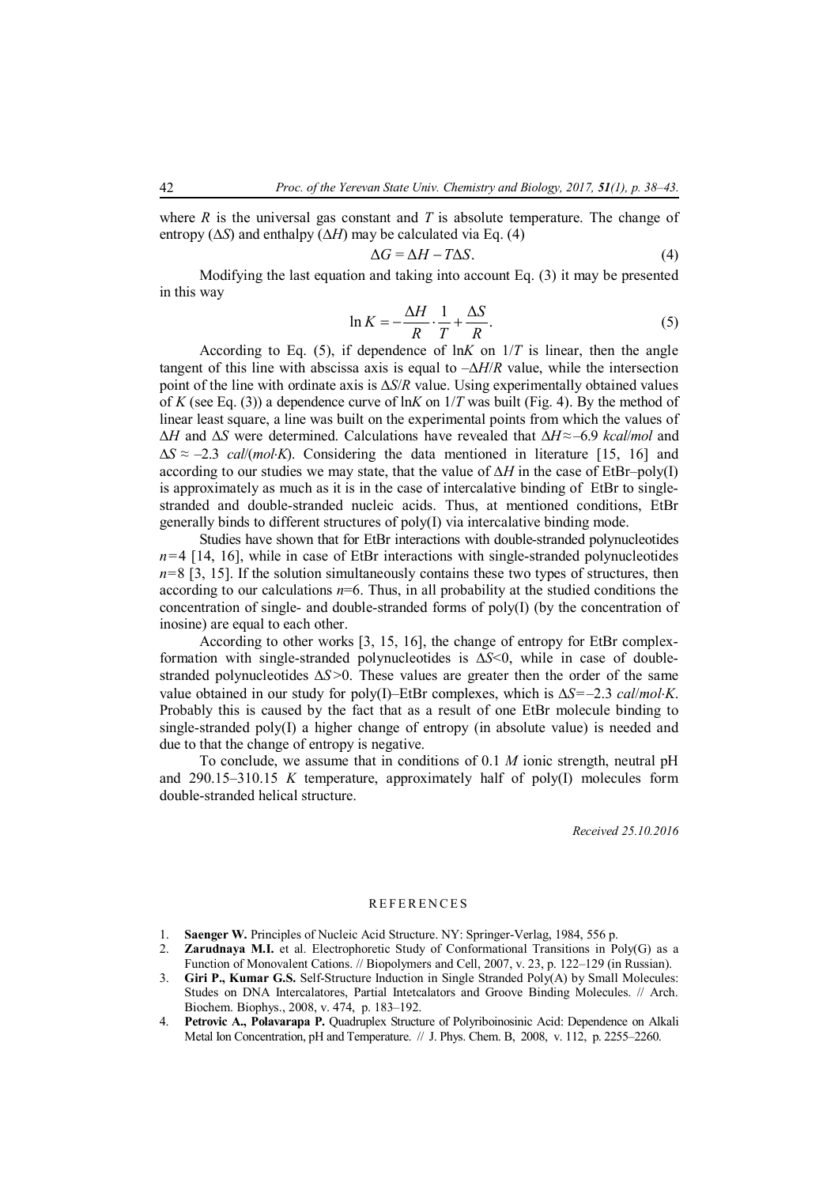where $R$ is the universal gas constant and $T$ is absolute temperature. The change of entropy ($\Delta S$) and enthalpy ($\Delta H$) may be calculated via Eq. (4)

$$\Delta G = \Delta H - T\Delta S. \quad (4)$$

Modifying the last equation and taking into account Eq. (3) it may be presented in this way

$$\ln K = -\frac{\Delta H}{R} \cdot \frac{1}{T} + \frac{\Delta S}{R}. \quad (5)$$

According to Eq. (5), if dependence of $\ln K$ on $1/T$ is linear, then the angle tangent of this line with abscissa axis is equal to $-\Delta H/R$ value, while the intersection point of the line with ordinate axis is $\Delta S/R$ value. Using experimentally obtained values of $K$ (see Eq. (3)) a dependence curve of $\ln K$ on $1/T$ was built (Fig. 4). By the method of linear least square, a line was built on the experimental points from which the values of $\Delta H$ and $\Delta S$ were determined. Calculations have revealed that $\Delta H \approx -6.9$ *kcal*/*mol* and $\Delta S \approx -2.3$ *cal*/(*mol·K*). Considering the data mentioned in literature [15, 16] and according to our studies we may state, that the value of $\Delta H$ in the case of EtBr–poly(I) is approximately as much as it is in the case of intercalative binding of EtBr to single-stranded and double-stranded nucleic acids. Thus, at mentioned conditions, EtBr generally binds to different structures of poly(I) via intercalative binding mode.

Studies have shown that for EtBr interactions with double-stranded polynucleotides $n=4$ [14, 16], while in case of EtBr interactions with single-stranded polynucleotides $n=8$ [3, 15]. If the solution simultaneously contains these two types of structures, then according to our calculations $n=6$. Thus, in all probability at the studied conditions the concentration of single- and double-stranded forms of poly(I) (by the concentration of inosine) are equal to each other.

According to other works [3, 15, 16], the change of entropy for EtBr complex-formation with single-stranded polynucleotides is $\Delta S<0$, while in case of double-stranded polynucleotides $\Delta S>0$. These values are greater then the order of the same value obtained in our study for poly(I)–EtBr complexes, which is $\Delta S=-2.3$ *cal*/*mol·K*. Probably this is caused by the fact that as a result of one EtBr molecule binding to single-stranded poly(I) a higher change of entropy (in absolute value) is needed and due to that the change of entropy is negative.

To conclude, we assume that in conditions of 0.1 *M* ionic strength, neutral pH and 290.15–310.15 *K* temperature, approximately half of poly(I) molecules form double-stranded helical structure.

*Received 25.10.2016*

## REFERENCES

1. **Saenger W.** Principles of Nucleic Acid Structure. NY: Springer-Verlag, 1984, 556 p.
2. **Zarudnaya M.I.** et al. Electrophoretic Study of Conformational Transitions in Poly(G) as a Function of Monovalent Cations. // Biopolymers and Cell, 2007, v. 23, p. 122–129 (in Russian).
3. **Giri P., Kumar G.S.** Self-Structure Induction in Single Stranded Poly(A) by Small Molecules: Studes on DNA Intercalatores, Partial Intetcalators and Groove Binding Molecules. // Arch. Biochem. Biophys., 2008, v. 474, p. 183–192.
4. **Petrovic A., Polavarapa P.** Quadruplex Structure of Polyriboinosinic Acid: Dependence on Alkali Metal Ion Concentration, pH and Temperature. // J. Phys. Chem. B, 2008, v. 112, p. 2255–2260.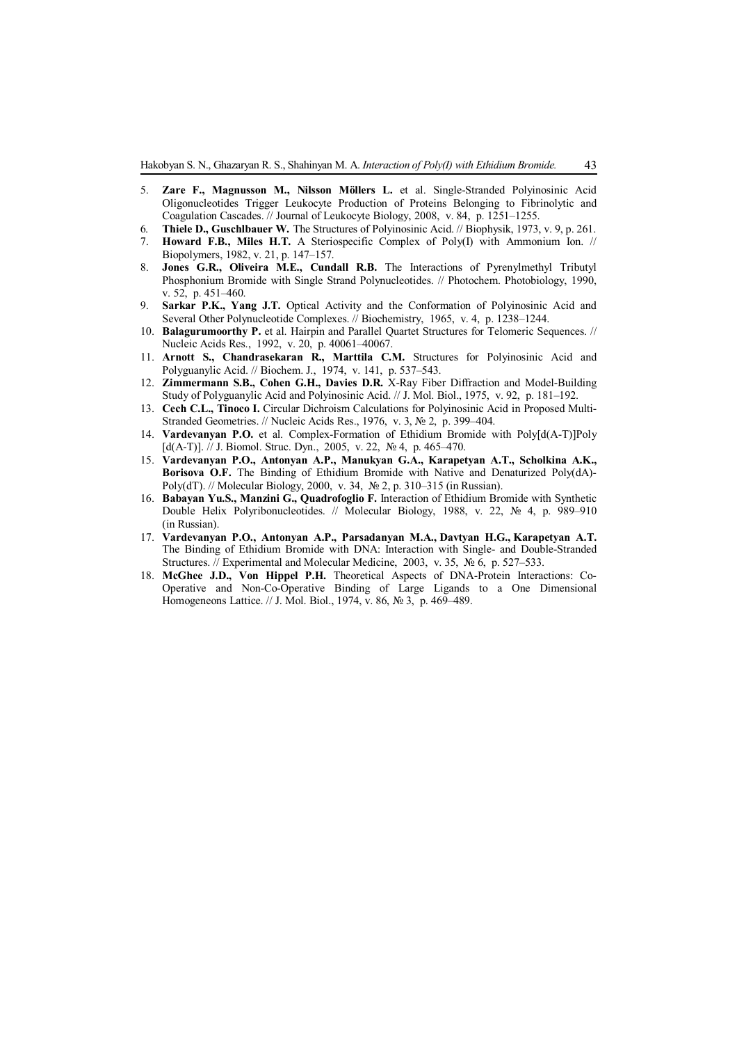5. **Zare F., Magnusson M., Nilsson Möllers L.** et al. Single-Stranded Polyinosinic Acid Oligonucleotides Trigger Leukocyte Production of Proteins Belonging to Fibrinolytic and Coagulation Cascades. // Journal of Leukocyte Biology, 2008, v. 84, p. 1251–1255.
6. **Thiele D., Guschlbauer W.** The Structures of Polyinosinic Acid. // Biophysik, 1973, v. 9, p. 261.
7. **Howard F.B., Miles H.T.** A Steriospecific Complex of Poly(I) with Ammonium Ion. // Biopolymers, 1982, v. 21, p. 147–157.
8. **Jones G.R., Oliveira M.E., Cundall R.B.** The Interactions of Pyrenylmethyl Tributyl Phosphonium Bromide with Single Strand Polynucleotides. // Photochem. Photobiology, 1990, v. 52, p. 451–460.
9. **Sarkar P.K., Yang J.T.** Optical Activity and the Conformation of Polyinosinic Acid and Several Other Polynucleotide Complexes. // Biochemistry, 1965, v. 4, p. 1238–1244.
10. **Balagurumoorthy P.** et al. Hairpin and Parallel Quartet Structures for Telomeric Sequences. // Nucleic Acids Res., 1992, v. 20, p. 40061–40067.
11. **Arnott S., Chandrasekaran R., Marttila C.M.** Structures for Polyinosinic Acid and Polyguanylic Acid. // Biochem. J., 1974, v. 141, p. 537–543.
12. **Zimmermann S.B., Cohen G.H., Davies D.R.** X-Ray Fiber Diffraction and Model-Building Study of Polyguanylic Acid and Polyinosinic Acid. // J. Mol. Biol., 1975, v. 92, p. 181–192.
13. **Cech C.L., Tinoco I.** Circular Dichroism Calculations for Polyinosinic Acid in Proposed Multi-Stranded Geometries. // Nucleic Acids Res., 1976, v. 3, № 2, p. 399–404.
14. **Vardevanyan P.O.** et al. Complex-Formation of Ethidium Bromide with Poly[d(A-T)]Poly [d(A-T)]. // J. Biomol. Struc. Dyn., 2005, v. 22, № 4, p. 465–470.
15. **Vardevanyan P.O., Antonyan A.P., Manukyan G.A., Karapetyan A.T., Scholkina A.K., Borisova O.F.** The Binding of Ethidium Bromide with Native and Denaturized Poly(dA)-Poly(dT). // Molecular Biology, 2000, v. 34, № 2, p. 310–315 (in Russian).
16. **Babayan Yu.S., Manzini G., Quadrofoglio F.** Interaction of Ethidium Bromide with Synthetic Double Helix Polyribonucleotides. // Molecular Biology, 1988, v. 22, № 4, p. 989–910 (in Russian).
17. **Vardevanyan P.O., Antonyan A.P., Parsadanyan M.A., Davtyan H.G., Karapetyan A.T.** The Binding of Ethidium Bromide with DNA: Interaction with Single- and Double-Stranded Structures. // Experimental and Molecular Medicine, 2003, v. 35, № 6, p. 527–533.
18. **McGhee J.D., Von Hippel P.H.** Theoretical Aspects of DNA-Protein Interactions: Co-Operative and Non-Co-Operative Binding of Large Ligands to a One Dimensional Homogeneons Lattice. // J. Mol. Biol., 1974, v. 86, № 3, p. 469–489.